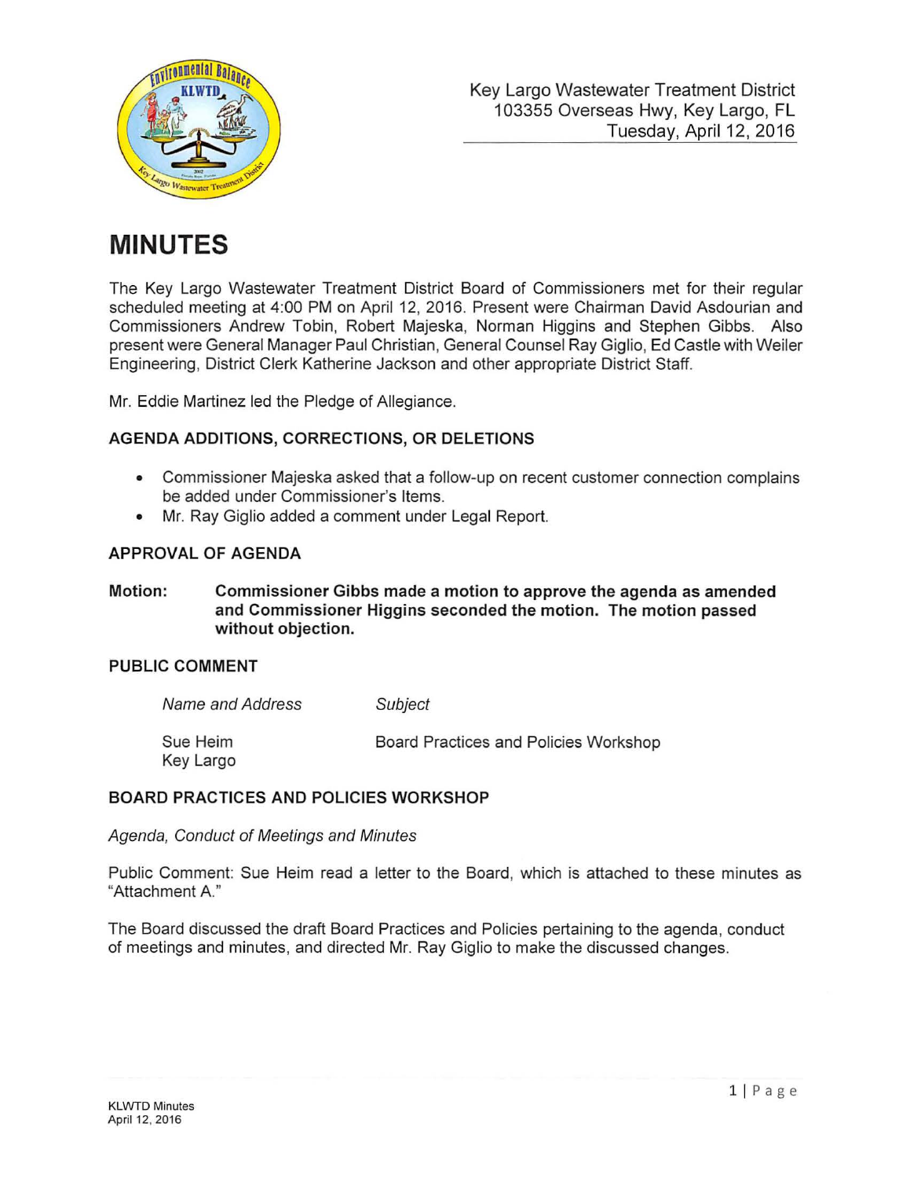Key Largo Wastewater Treatment District
103355 Overseas Hwy, Key Largo, FL
Tuesday, April 12, 2016

# MINUTES

The Key Largo Wastewater Treatment District Board of Commissioners met for their regular scheduled meeting at 4:00 PM on April 12, 2016. Present were Chairman David Asdourian and Commissioners Andrew Tobin, Robert Majeska, Norman Higgins and Stephen Gibbs. Also present were General Manager Paul Christian, General Counsel Ray Giglio, Ed Castle with Weiler Engineering, District Clerk Katherine Jackson and other appropriate District Staff.

Mr. Eddie Martinez led the Pledge of Allegiance.

### AGENDA ADDITIONS, CORRECTIONS, OR DELETIONS

- Commissioner Majeska asked that a follow-up on recent customer connection complains be added under Commissioner's Items.
- Mr. Ray Giglio added a comment under Legal Report.

### APPROVAL OF AGENDA

**Motion: Commissioner Gibbs made a motion to approve the agenda as amended and Commissioner Higgins seconded the motion. The motion passed without objection.**

### PUBLIC COMMENT

| *Name and Address* | *Subject* |
|---|---|
| Sue Heim<br>Key Largo | Board Practices and Policies Workshop |

### BOARD PRACTICES AND POLICIES WORKSHOP

*Agenda, Conduct of Meetings and Minutes*

Public Comment: Sue Heim read a letter to the Board, which is attached to these minutes as "Attachment A."

The Board discussed the draft Board Practices and Policies pertaining to the agenda, conduct of meetings and minutes, and directed Mr. Ray Giglio to make the discussed changes.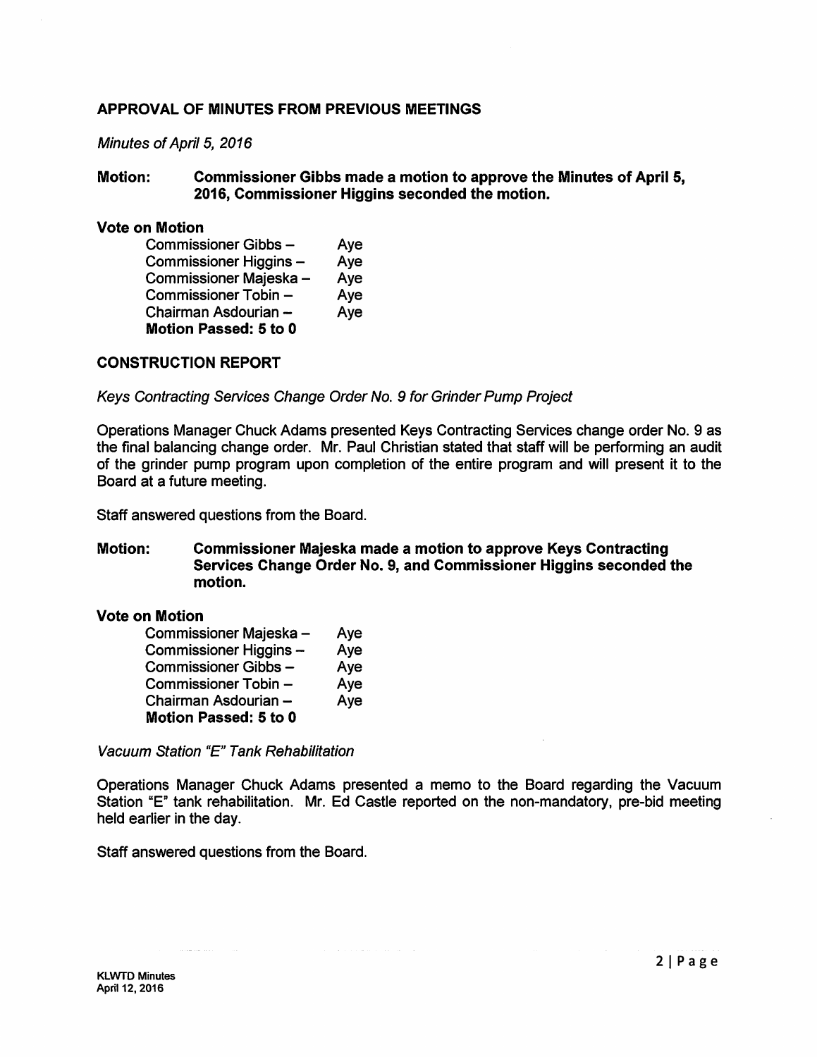## APPROVAL OF MINUTES FROM PREVIOUS MEETINGS

*Minutes of April 5, 2016*

**Motion: Commissioner Gibbs made a motion to approve the Minutes of April 5, 2016, Commissioner Higgins seconded the motion.**

**Vote on Motion**

| | |
|---|---|
| Commissioner Gibbs – | Aye |
| Commissioner Higgins – | Aye |
| Commissioner Majeska – | Aye |
| Commissioner Tobin – | Aye |
| Chairman Asdourian – | Aye |
| **Motion Passed: 5 to 0** | |

## CONSTRUCTION REPORT

*Keys Contracting Services Change Order No. 9 for Grinder Pump Project*

Operations Manager Chuck Adams presented Keys Contracting Services change order No. 9 as the final balancing change order. Mr. Paul Christian stated that staff will be performing an audit of the grinder pump program upon completion of the entire program and will present it to the Board at a future meeting.

Staff answered questions from the Board.

**Motion: Commissioner Majeska made a motion to approve Keys Contracting Services Change Order No. 9, and Commissioner Higgins seconded the motion.**

**Vote on Motion**

| | |
|---|---|
| Commissioner Majeska – | Aye |
| Commissioner Higgins – | Aye |
| Commissioner Gibbs – | Aye |
| Commissioner Tobin – | Aye |
| Chairman Asdourian – | Aye |
| **Motion Passed: 5 to 0** | |

*Vacuum Station "E" Tank Rehabilitation*

Operations Manager Chuck Adams presented a memo to the Board regarding the Vacuum Station "E" tank rehabilitation. Mr. Ed Castle reported on the non-mandatory, pre-bid meeting held earlier in the day.

Staff answered questions from the Board.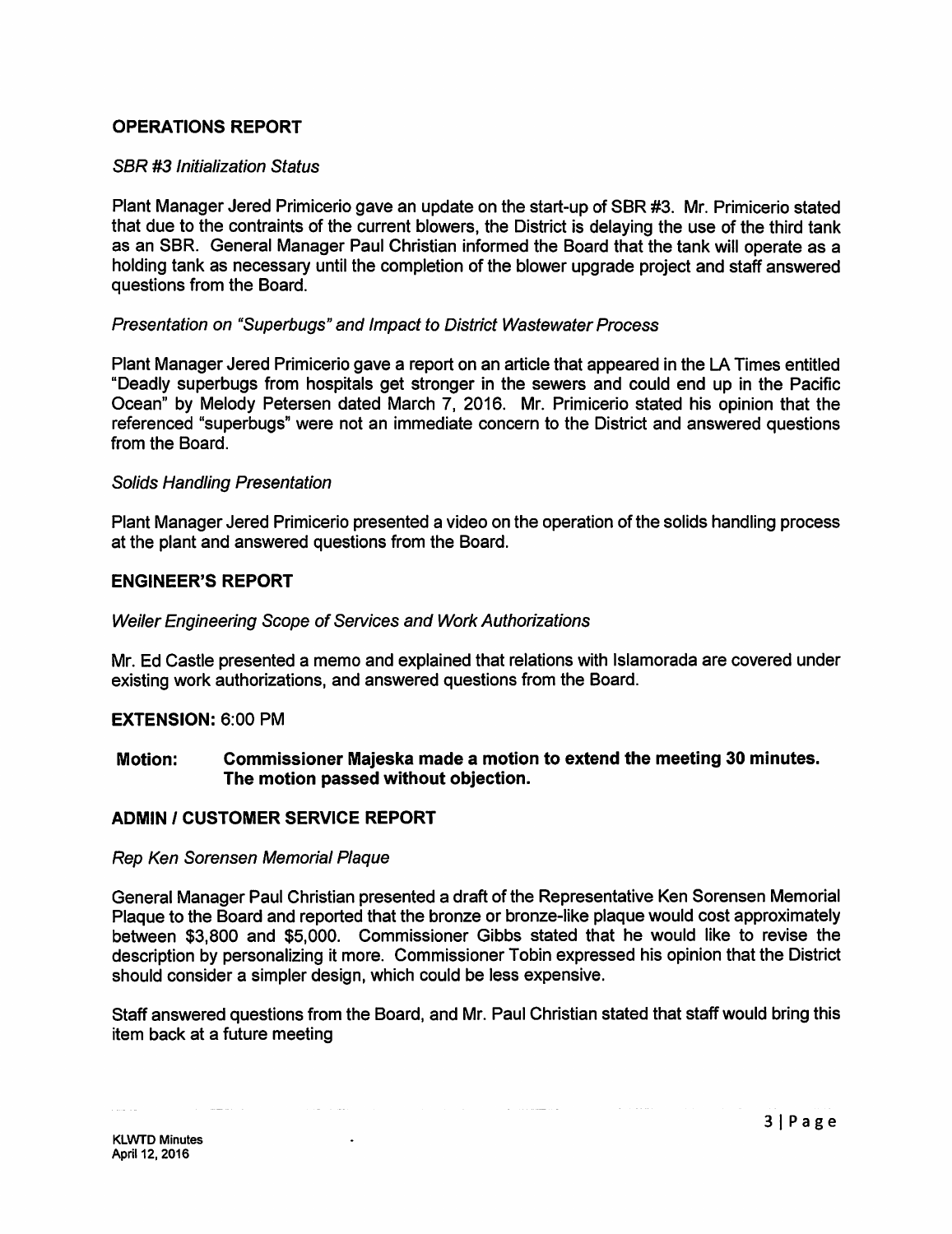## OPERATIONS REPORT

*SBR #3 Initialization Status*

Plant Manager Jered Primicerio gave an update on the start-up of SBR #3. Mr. Primicerio stated that due to the contraints of the current blowers, the District is delaying the use of the third tank as an SBR. General Manager Paul Christian informed the Board that the tank will operate as a holding tank as necessary until the completion of the blower upgrade project and staff answered questions from the Board.

*Presentation on "Superbugs" and Impact to District Wastewater Process*

Plant Manager Jered Primicerio gave a report on an article that appeared in the LA Times entitled "Deadly superbugs from hospitals get stronger in the sewers and could end up in the Pacific Ocean" by Melody Petersen dated March 7, 2016. Mr. Primicerio stated his opinion that the referenced "superbugs" were not an immediate concern to the District and answered questions from the Board.

*Solids Handling Presentation*

Plant Manager Jered Primicerio presented a video on the operation of the solids handling process at the plant and answered questions from the Board.

## ENGINEER'S REPORT

*Weiler Engineering Scope of Services and Work Authorizations*

Mr. Ed Castle presented a memo and explained that relations with Islamorada are covered under existing work authorizations, and answered questions from the Board.

**EXTENSION:** 6:00 PM

**Motion: Commissioner Majeska made a motion to extend the meeting 30 minutes. The motion passed without objection.**

## ADMIN / CUSTOMER SERVICE REPORT

*Rep Ken Sorensen Memorial Plaque*

General Manager Paul Christian presented a draft of the Representative Ken Sorensen Memorial Plaque to the Board and reported that the bronze or bronze-like plaque would cost approximately between $3,800 and $5,000. Commissioner Gibbs stated that he would like to revise the description by personalizing it more. Commissioner Tobin expressed his opinion that the District should consider a simpler design, which could be less expensive.

Staff answered questions from the Board, and Mr. Paul Christian stated that staff would bring this item back at a future meeting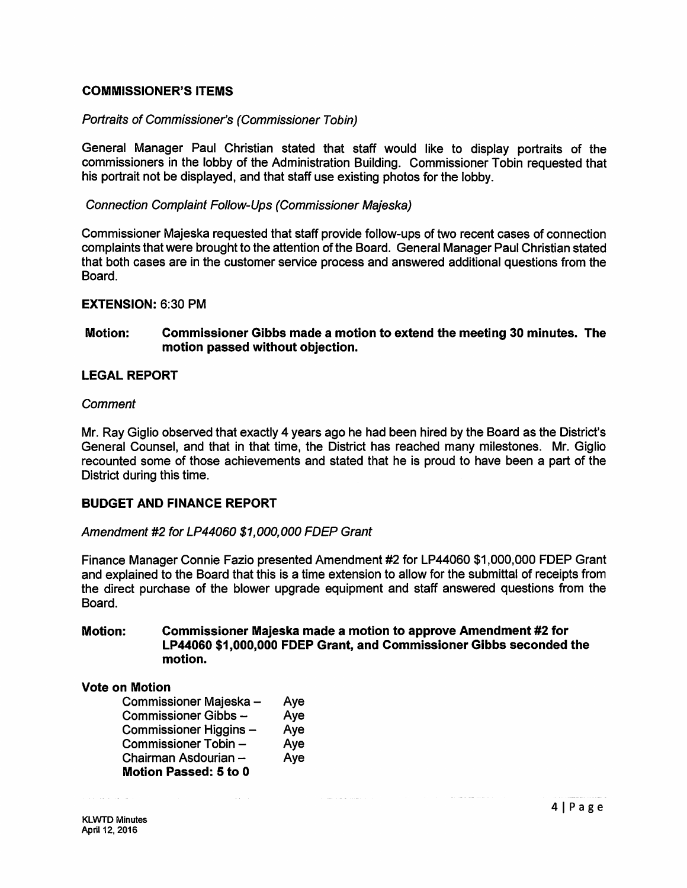## COMMISSIONER'S ITEMS

*Portraits of Commissioner's (Commissioner Tobin)*

General Manager Paul Christian stated that staff would like to display portraits of the commissioners in the lobby of the Administration Building. Commissioner Tobin requested that his portrait not be displayed, and that staff use existing photos for the lobby.

*Connection Complaint Follow-Ups (Commissioner Majeska)*

Commissioner Majeska requested that staff provide follow-ups of two recent cases of connection complaints that were brought to the attention of the Board. General Manager Paul Christian stated that both cases are in the customer service process and answered additional questions from the Board.

**EXTENSION:** 6:30 PM

**Motion: Commissioner Gibbs made a motion to extend the meeting 30 minutes. The motion passed without objection.**

## LEGAL REPORT

*Comment*

Mr. Ray Giglio observed that exactly 4 years ago he had been hired by the Board as the District's General Counsel, and that in that time, the District has reached many milestones. Mr. Giglio recounted some of those achievements and stated that he is proud to have been a part of the District during this time.

## BUDGET AND FINANCE REPORT

*Amendment #2 for LP44060 $1,000,000 FDEP Grant*

Finance Manager Connie Fazio presented Amendment #2 for LP44060 $1,000,000 FDEP Grant and explained to the Board that this is a time extension to allow for the submittal of receipts from the direct purchase of the blower upgrade equipment and staff answered questions from the Board.

**Motion: Commissioner Majeska made a motion to approve Amendment #2 for LP44060 $1,000,000 FDEP Grant, and Commissioner Gibbs seconded the motion.**

**Vote on Motion**

Commissioner Majeska – Aye
Commissioner Gibbs – Aye
Commissioner Higgins – Aye
Commissioner Tobin – Aye
Chairman Asdourian – Aye
**Motion Passed: 5 to 0**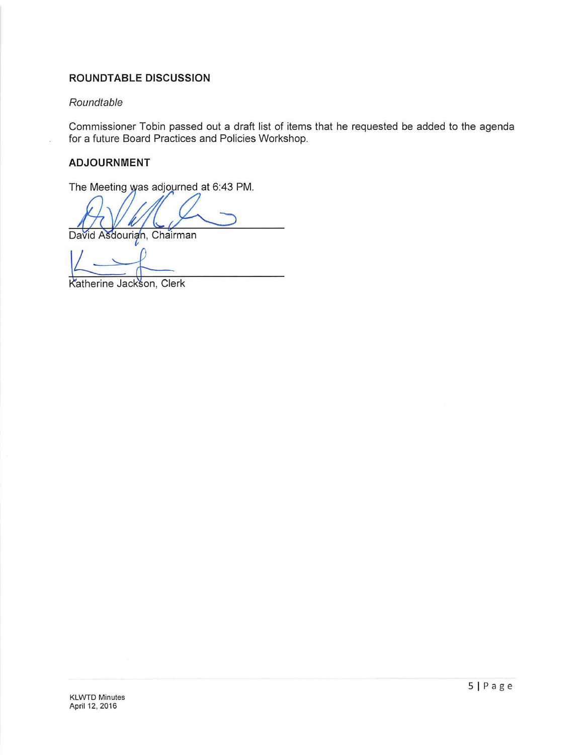## ROUNDTABLE DISCUSSION

*Roundtable*

Commissioner Tobin passed out a draft list of items that he requested be added to the agenda for a future Board Practices and Policies Workshop.

## ADJOURNMENT

The Meeting was adjourned at 6:43 PM.

David Asdourian, Chairman

Katherine Jackson, Clerk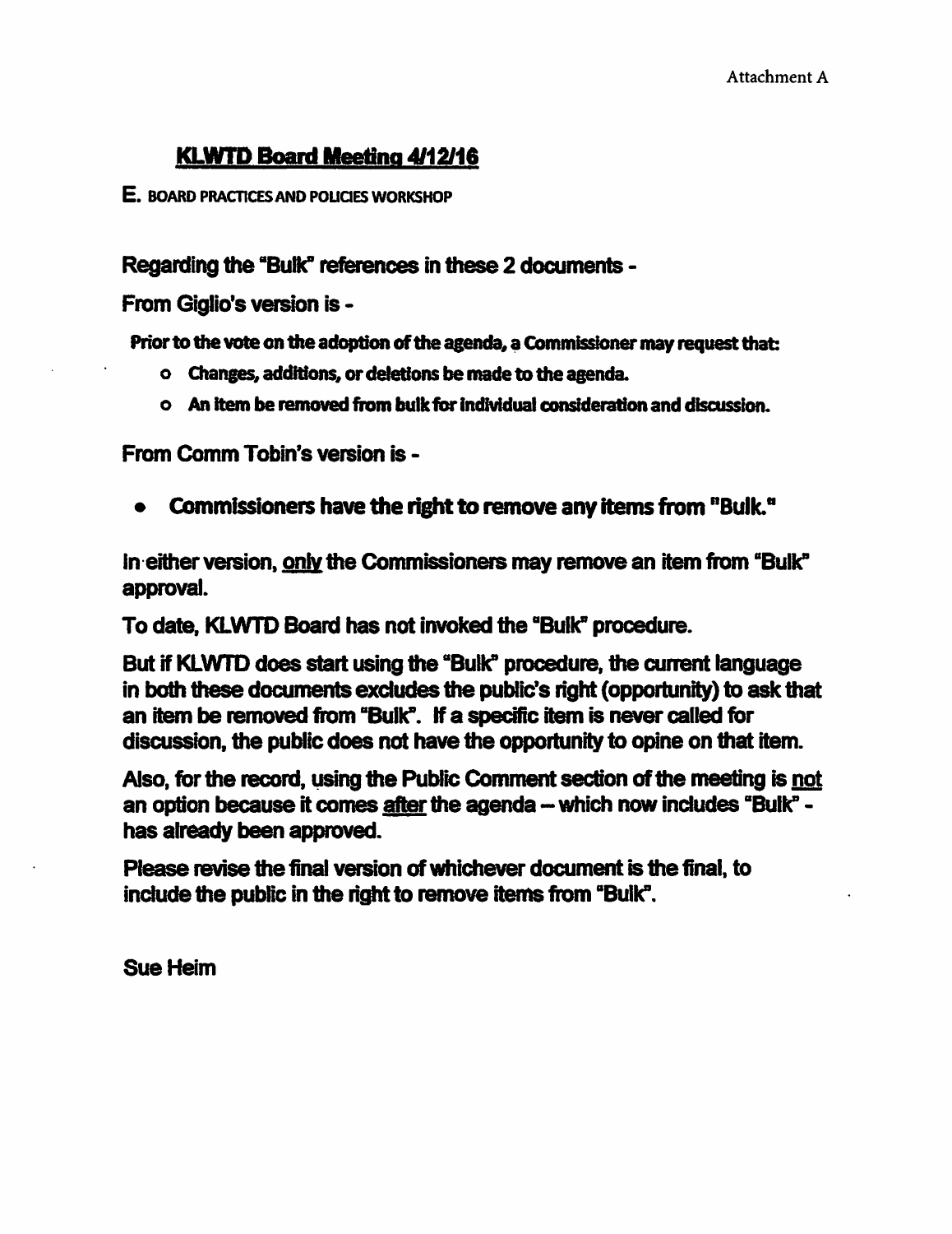Attachment A

## **KLWTD Board Meeting 4/12/16**

**E. BOARD PRACTICES AND POLICIES WORKSHOP**

**Regarding the "Bulk" references in these 2 documents -**

**From Giglio's version is -**

**Prior to the vote on the adoption of the agenda, a Commissioner may request that:**

- **Changes, additions, or deletions be made to the agenda.**
- **An item be removed from bulk for individual consideration and discussion.**

**From Comm Tobin's version is -**

- **Commissioners have the right to remove any items from "Bulk."**

**In either version, only the Commissioners may remove an item from "Bulk" approval.**

**To date, KLWTD Board has not invoked the "Bulk" procedure.**

**But if KLWTD does start using the "Bulk" procedure, the current language in both these documents excludes the public's right (opportunity) to ask that an item be removed from "Bulk". If a specific item is never called for discussion, the public does not have the opportunity to opine on that item.**

**Also, for the record, using the Public Comment section of the meeting is not an option because it comes after the agenda – which now includes "Bulk" - has already been approved.**

**Please revise the final version of whichever document is the final, to include the public in the right to remove items from "Bulk".**

**Sue Heim**